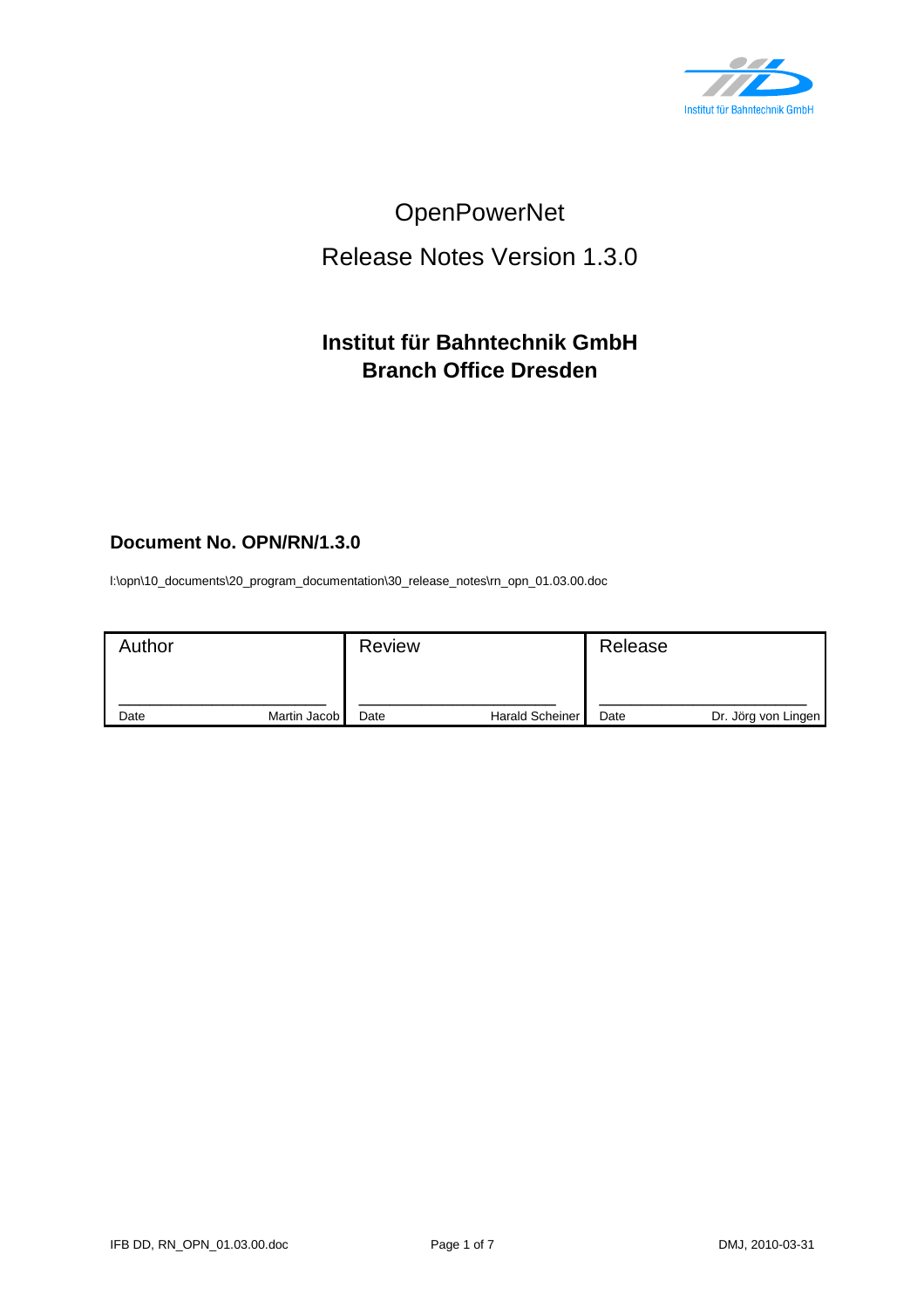Institut für Bahntechnik GmbH

# OpenPowerNet

# Release Notes Version 1.3.0

## Institut für Bahntechnik GmbH
## Branch Office Dresden

**Document No. OPN/RN/1.3.0**

I:\opn\10_documents\20_program_documentation\30_release_notes\rn_opn_01.03.00.doc

| Author | Review | Release |
|---|---|---|
| Date Martin Jacob | Date Harald Scheiner | Date Dr. Jörg von Lingen |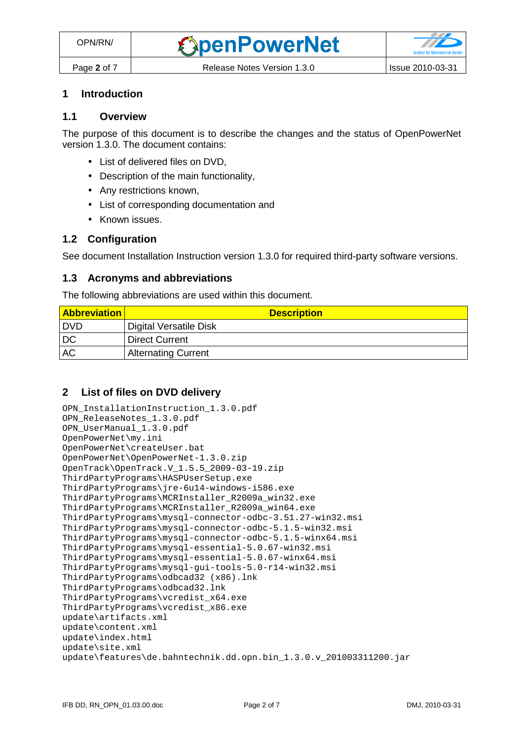# 1 Introduction

## 1.1 Overview

The purpose of this document is to describe the changes and the status of OpenPowerNet version 1.3.0. The document contains:

- List of delivered files on DVD,
- Description of the main functionality,
- Any restrictions known,
- List of corresponding documentation and
- Known issues.

## 1.2 Configuration

See document Installation Instruction version 1.3.0 for required third-party software versions.

## 1.3 Acronyms and abbreviations

The following abbreviations are used within this document.

| Abbreviation | Description |
|---|---|
| DVD | Digital Versatile Disk |
| DC | Direct Current |
| AC | Alternating Current |

# 2 List of files on DVD delivery

```
OPN_InstallationInstruction_1.3.0.pdf
OPN_ReleaseNotes_1.3.0.pdf
OPN_UserManual_1.3.0.pdf
OpenPowerNet\my.ini
OpenPowerNet\createUser.bat
OpenPowerNet\OpenPowerNet-1.3.0.zip
OpenTrack\OpenTrack.V_1.5.5_2009-03-19.zip
ThirdPartyPrograms\HASPUserSetup.exe
ThirdPartyPrograms\jre-6u14-windows-i586.exe
ThirdPartyPrograms\MCRInstaller_R2009a_win32.exe
ThirdPartyPrograms\MCRInstaller_R2009a_win64.exe
ThirdPartyPrograms\mysql-connector-odbc-3.51.27-win32.msi
ThirdPartyPrograms\mysql-connector-odbc-5.1.5-win32.msi
ThirdPartyPrograms\mysql-connector-odbc-5.1.5-winx64.msi
ThirdPartyPrograms\mysql-essential-5.0.67-win32.msi
ThirdPartyPrograms\mysql-essential-5.0.67-winx64.msi
ThirdPartyPrograms\mysql-gui-tools-5.0-r14-win32.msi
ThirdPartyPrograms\odbcad32 (x86).lnk
ThirdPartyPrograms\odbcad32.lnk
ThirdPartyPrograms\vcredist_x64.exe
ThirdPartyPrograms\vcredist_x86.exe
update\artifacts.xml
update\content.xml
update\index.html
update\site.xml
update\features\de.bahntechnik.dd.opn.bin_1.3.0.v_201003311200.jar
```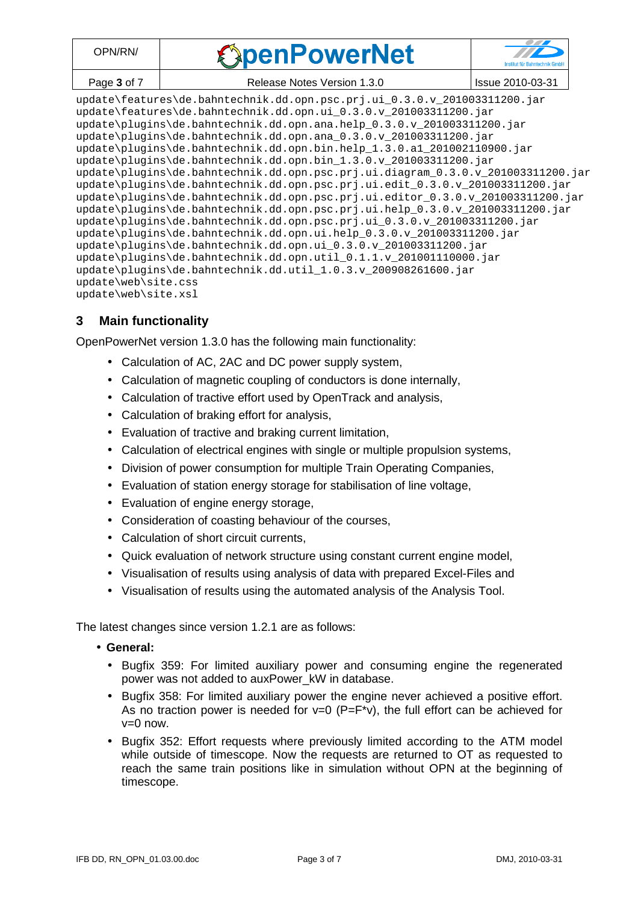```
update\features\de.bahntechnik.dd.opn.psc.prj.ui_0.3.0.v_201003311200.jar
update\features\de.bahntechnik.dd.opn.ui_0.3.0.v_201003311200.jar
update\plugins\de.bahntechnik.dd.opn.ana.help_0.3.0.v_201003311200.jar
update\plugins\de.bahntechnik.dd.opn.ana_0.3.0.v_201003311200.jar
update\plugins\de.bahntechnik.dd.opn.bin.help_1.3.0.a1_201002110900.jar
update\plugins\de.bahntechnik.dd.opn.bin_1.3.0.v_201003311200.jar
update\plugins\de.bahntechnik.dd.opn.psc.prj.ui.diagram_0.3.0.v_201003311200.jar
update\plugins\de.bahntechnik.dd.opn.psc.prj.ui.edit_0.3.0.v_201003311200.jar
update\plugins\de.bahntechnik.dd.opn.psc.prj.ui.editor_0.3.0.v_201003311200.jar
update\plugins\de.bahntechnik.dd.opn.psc.prj.ui.help_0.3.0.v_201003311200.jar
update\plugins\de.bahntechnik.dd.opn.psc.prj.ui_0.3.0.v_201003311200.jar
update\plugins\de.bahntechnik.dd.opn.ui.help_0.3.0.v_201003311200.jar
update\plugins\de.bahntechnik.dd.opn.ui_0.3.0.v_201003311200.jar
update\plugins\de.bahntechnik.dd.opn.util_0.1.1.v_201001110000.jar
update\plugins\de.bahntechnik.dd.util_1.0.3.v_200908261600.jar
update\web\site.css
update\web\site.xsl
```

## 3 Main functionality

OpenPowerNet version 1.3.0 has the following main functionality:

- Calculation of AC, 2AC and DC power supply system,
- Calculation of magnetic coupling of conductors is done internally,
- Calculation of tractive effort used by OpenTrack and analysis,
- Calculation of braking effort for analysis,
- Evaluation of tractive and braking current limitation,
- Calculation of electrical engines with single or multiple propulsion systems,
- Division of power consumption for multiple Train Operating Companies,
- Evaluation of station energy storage for stabilisation of line voltage,
- Evaluation of engine energy storage,
- Consideration of coasting behaviour of the courses,
- Calculation of short circuit currents,
- Quick evaluation of network structure using constant current engine model,
- Visualisation of results using analysis of data with prepared Excel-Files and
- Visualisation of results using the automated analysis of the Analysis Tool.

The latest changes since version 1.2.1 are as follows:

- **General:**
  - Bugfix 359: For limited auxiliary power and consuming engine the regenerated power was not added to auxPower_kW in database.
  - Bugfix 358: For limited auxiliary power the engine never achieved a positive effort. As no traction power is needed for $v=0$ ($P=F*v$), the full effort can be achieved for $v=0$ now.
  - Bugfix 352: Effort requests where previously limited according to the ATM model while outside of timescope. Now the requests are returned to OT as requested to reach the same train positions like in simulation without OPN at the beginning of timescope.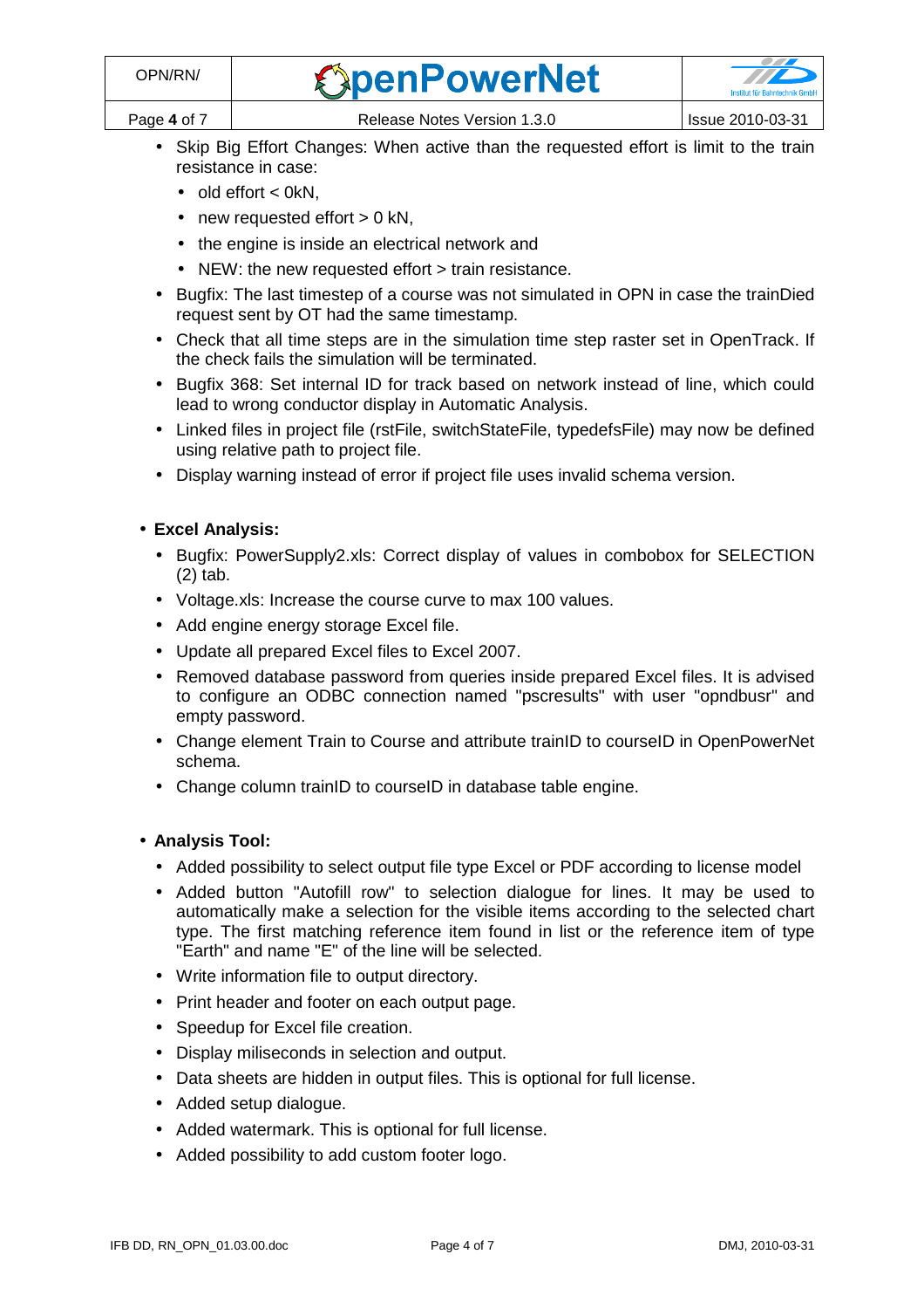- Skip Big Effort Changes: When active than the requested effort is limit to the train resistance in case:
  - old effort < 0kN,
  - new requested effort > 0 kN,
  - the engine is inside an electrical network and
  - NEW: the new requested effort > train resistance.
- Bugfix: The last timestep of a course was not simulated in OPN in case the trainDied request sent by OT had the same timestamp.
- Check that all time steps are in the simulation time step raster set in OpenTrack. If the check fails the simulation will be terminated.
- Bugfix 368: Set internal ID for track based on network instead of line, which could lead to wrong conductor display in Automatic Analysis.
- Linked files in project file (rstFile, switchStateFile, typedefsFile) may now be defined using relative path to project file.
- Display warning instead of error if project file uses invalid schema version.

- **Excel Analysis:**
  - Bugfix: PowerSupply2.xls: Correct display of values in combobox for SELECTION (2) tab.
  - Voltage.xls: Increase the course curve to max 100 values.
  - Add engine energy storage Excel file.
  - Update all prepared Excel files to Excel 2007.
  - Removed database password from queries inside prepared Excel files. It is advised to configure an ODBC connection named "pscresults" with user "opndbusr" and empty password.
  - Change element Train to Course and attribute trainID to courseID in OpenPowerNet schema.
  - Change column trainID to courseID in database table engine.

- **Analysis Tool:**
  - Added possibility to select output file type Excel or PDF according to license model
  - Added button "Autofill row" to selection dialogue for lines. It may be used to automatically make a selection for the visible items according to the selected chart type. The first matching reference item found in list or the reference item of type "Earth" and name "E" of the line will be selected.
  - Write information file to output directory.
  - Print header and footer on each output page.
  - Speedup for Excel file creation.
  - Display miliseconds in selection and output.
  - Data sheets are hidden in output files. This is optional for full license.
  - Added setup dialogue.
  - Added watermark. This is optional for full license.
  - Added possibility to add custom footer logo.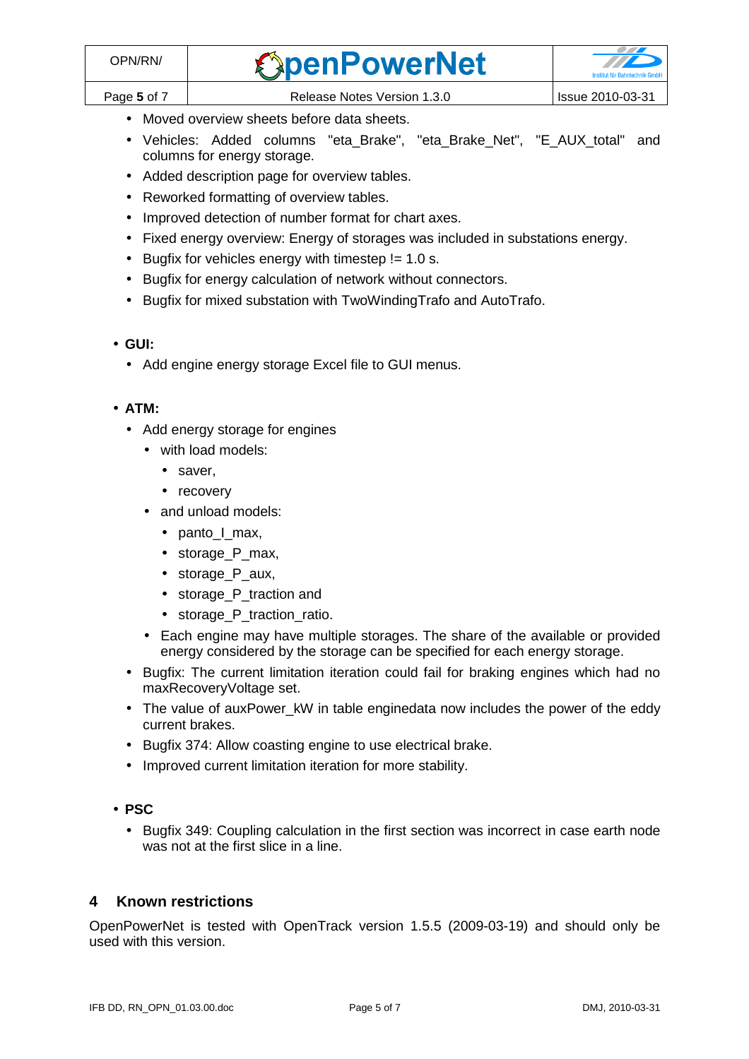- Moved overview sheets before data sheets.
- Vehicles: Added columns "eta_Brake", "eta_Brake_Net", "E_AUX_total" and columns for energy storage.
- Added description page for overview tables.
- Reworked formatting of overview tables.
- Improved detection of number format for chart axes.
- Fixed energy overview: Energy of storages was included in substations energy.
- Bugfix for vehicles energy with timestep != 1.0 s.
- Bugfix for energy calculation of network without connectors.
- Bugfix for mixed substation with TwoWindingTrafo and AutoTrafo.

- **GUI:**
  - Add engine energy storage Excel file to GUI menus.

- **ATM:**
  - Add energy storage for engines
    - with load models:
      - saver,
      - recovery
    - and unload models:
      - panto_I_max,
      - storage_P_max,
      - storage_P_aux,
      - storage_P_traction and
      - storage_P_traction_ratio.
    - Each engine may have multiple storages. The share of the available or provided energy considered by the storage can be specified for each energy storage.
  - Bugfix: The current limitation iteration could fail for braking engines which had no maxRecoveryVoltage set.
  - The value of auxPower_kW in table enginedata now includes the power of the eddy current brakes.
  - Bugfix 374: Allow coasting engine to use electrical brake.
  - Improved current limitation iteration for more stability.

- **PSC**
  - Bugfix 349: Coupling calculation in the first section was incorrect in case earth node was not at the first slice in a line.

## 4 Known restrictions

OpenPowerNet is tested with OpenTrack version 1.5.5 (2009-03-19) and should only be used with this version.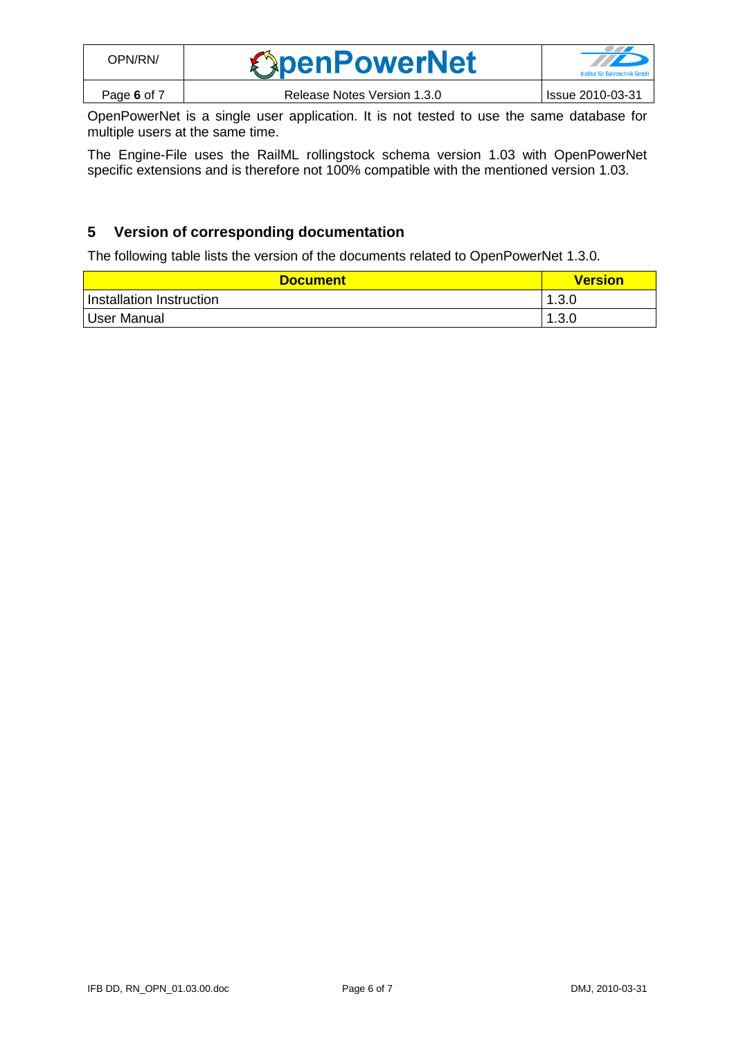OpenPowerNet is a single user application. It is not tested to use the same database for multiple users at the same time.

The Engine-File uses the RailML rollingstock schema version 1.03 with OpenPowerNet specific extensions and is therefore not 100% compatible with the mentioned version 1.03.

## 5 Version of corresponding documentation

The following table lists the version of the documents related to OpenPowerNet 1.3.0.

| Document | Version |
|---|---|
| Installation Instruction | 1.3.0 |
| User Manual | 1.3.0 |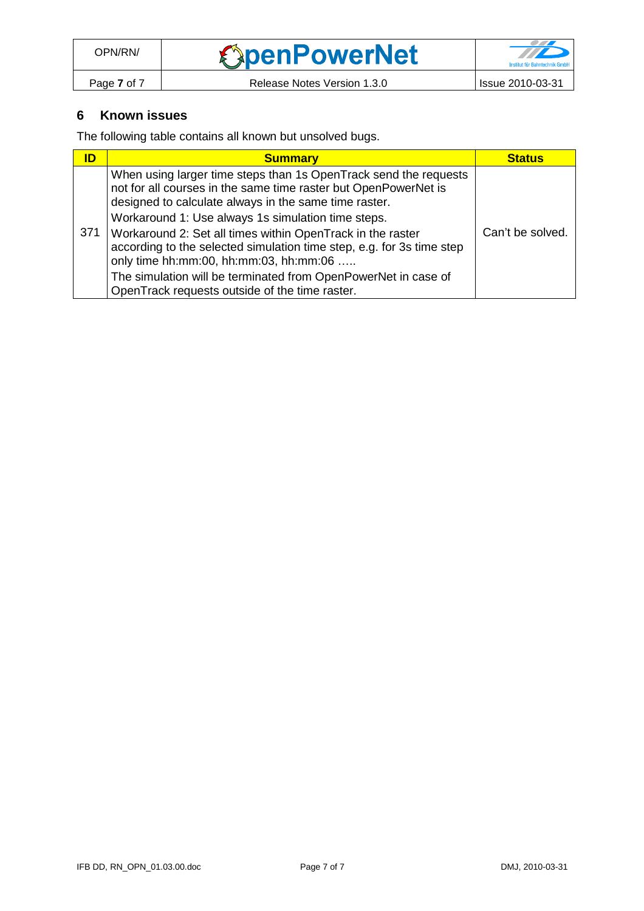## 6 Known issues

The following table contains all known but unsolved bugs.

| ID | Summary | Status |
|---|---|---|
| 371 | When using larger time steps than 1s OpenTrack send the requests not for all courses in the same time raster but OpenPowerNet is designed to calculate always in the same time raster.<br>Workaround 1: Use always 1s simulation time steps.<br>Workaround 2: Set all times within OpenTrack in the raster according to the selected simulation time step, e.g. for 3s time step only time hh:mm:00, hh:mm:03, hh:mm:06 …..<br>The simulation will be terminated from OpenPowerNet in case of OpenTrack requests outside of the time raster. | Can't be solved. |